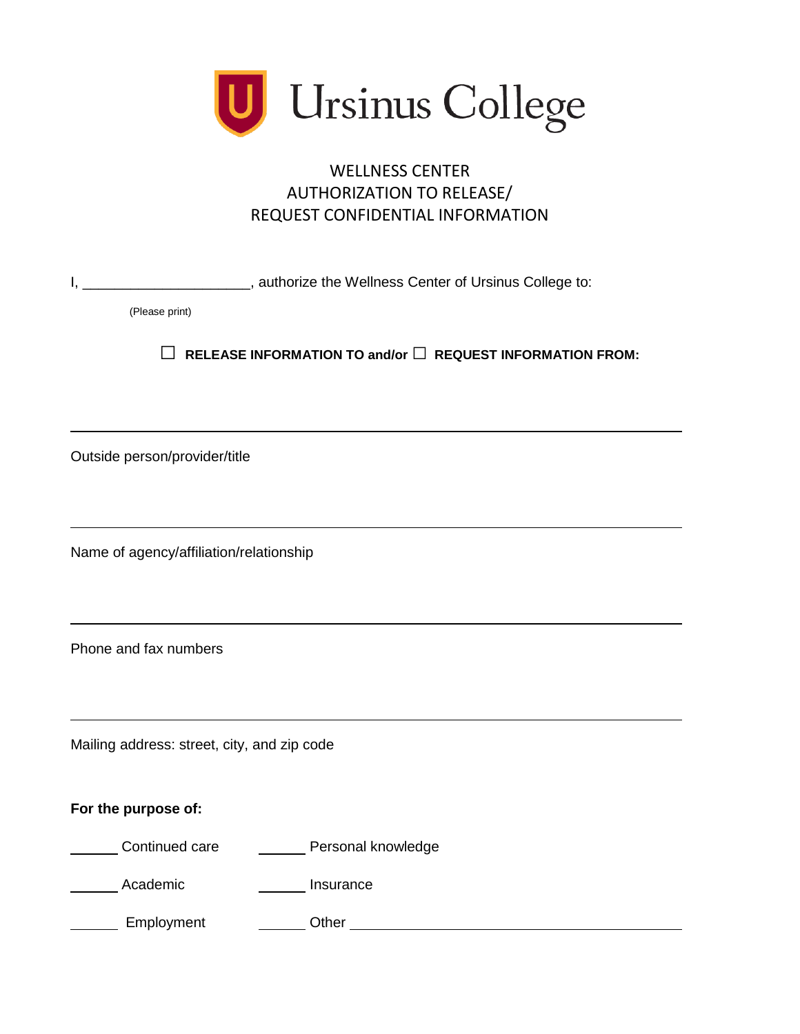Ursinus College

# WELLNESS CENTER
## AUTHORIZATION TO RELEASE/ REQUEST CONFIDENTIAL INFORMATION

I, ____________________, authorize the Wellness Center of Ursinus College to:

(Please print)

☐ **RELEASE INFORMATION TO and/or** ☐ **REQUEST INFORMATION FROM:**

______________________________________________________________

Outside person/provider/title

______________________________________________________________

Name of agency/affiliation/relationship

______________________________________________________________

Phone and fax numbers

______________________________________________________________

Mailing address: street, city, and zip code

**For the purpose of:**

______ Continued care ______ Personal knowledge

______ Academic ______ Insurance

______ Employment ______ Other ______________________________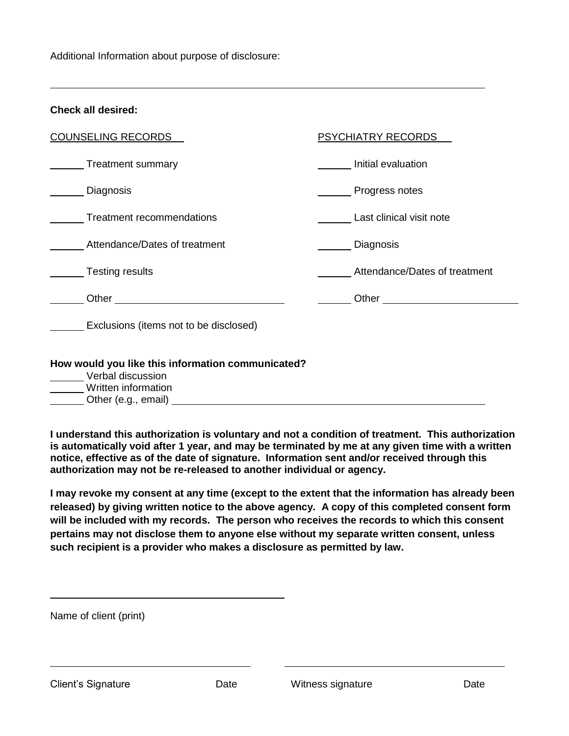Additional Information about purpose of disclosure:

\_\_\_\_\_\_\_\_\_\_\_\_\_\_\_\_\_\_\_\_\_\_\_\_\_\_\_\_\_\_\_\_\_\_\_\_\_\_\_\_\_\_\_\_\_\_\_\_\_\_\_\_\_\_\_\_\_\_\_\_\_\_\_\_\_\_\_\_\_\_\_\_\_\_\_\_

**Check all desired:**

| COUNSELING RECORDS | PSYCHIATRY RECORDS |
| --- | --- |
| \_\_\_\_\_\_ Treatment summary | \_\_\_\_\_\_ Initial evaluation |
| \_\_\_\_\_\_ Diagnosis | \_\_\_\_\_\_ Progress notes |
| \_\_\_\_\_\_ Treatment recommendations | \_\_\_\_\_\_ Last clinical visit note |
| \_\_\_\_\_\_ Attendance/Dates of treatment | \_\_\_\_\_\_ Diagnosis |
| \_\_\_\_\_\_ Testing results | \_\_\_\_\_\_ Attendance/Dates of treatment |
| \_\_\_\_\_\_ Other \_\_\_\_\_\_\_\_\_\_\_\_\_\_\_\_\_\_\_\_\_\_\_\_\_\_\_\_ | \_\_\_\_\_\_ Other \_\_\_\_\_\_\_\_\_\_\_\_\_\_\_\_\_\_\_\_\_\_\_\_ |
| \_\_\_\_\_\_ Exclusions (items not to be disclosed) | |

**How would you like this information communicated?**

\_\_\_\_\_\_ Verbal discussion
\_\_\_\_\_\_ Written information
\_\_\_\_\_\_ Other (e.g., email) \_\_\_\_\_\_\_\_\_\_\_\_\_\_\_\_\_\_\_\_\_\_\_\_\_\_\_\_\_\_\_\_\_\_\_\_\_\_\_\_\_\_\_\_\_\_\_\_\_\_\_\_\_\_

**I understand this authorization is voluntary and not a condition of treatment. This authorization is automatically void after 1 year, and may be terminated by me at any given time with a written notice, effective as of the date of signature. Information sent and/or received through this authorization may not be re-released to another individual or agency.**

**I may revoke my consent at any time (except to the extent that the information has already been released) by giving written notice to the above agency. A copy of this completed consent form will be included with my records. The person who receives the records to which this consent pertains may not disclose them to anyone else without my separate written consent, unless such recipient is a provider who makes a disclosure as permitted by law.**

\_\_\_\_\_\_\_\_\_\_\_\_\_\_\_\_\_\_\_\_\_\_\_\_\_\_\_\_\_\_\_\_\_\_\_\_\_\_\_\_\_\_\_\_

Name of client (print)

\_\_\_\_\_\_\_\_\_\_\_\_\_\_\_\_\_\_\_\_\_\_\_\_\_\_\_\_\_\_\_\_\_\_\_\_\_\_\_ \_\_\_\_\_\_\_\_\_\_\_\_\_\_\_\_\_\_\_\_\_\_\_\_\_\_\_\_\_\_\_\_\_\_\_\_\_\_\_

Client's Signature Date Witness signature Date